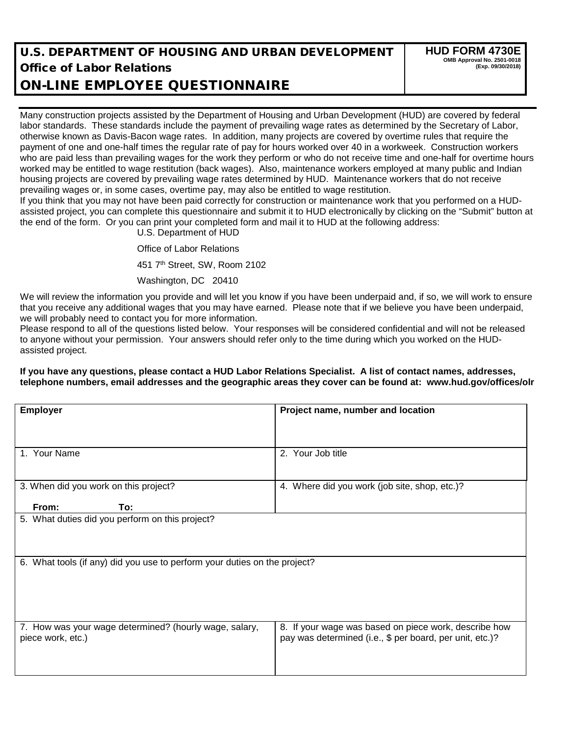# U.S. DEPARTMENT OF HOUSING AND URBAN DEVELOPMENT

## Office of Labor Relations

## ON-LINE EMPLOYEE QUESTIONNAIRE

**HUD FORM 4730E**
**OMB Approval No. 2501-0018**
**(Exp. 09/30/2018)**

Many construction projects assisted by the Department of Housing and Urban Development (HUD) are covered by federal labor standards. These standards include the payment of prevailing wage rates as determined by the Secretary of Labor, otherwise known as Davis-Bacon wage rates. In addition, many projects are covered by overtime rules that require the payment of one and one-half times the regular rate of pay for hours worked over 40 in a workweek. Construction workers who are paid less than prevailing wages for the work they perform or who do not receive time and one-half for overtime hours worked may be entitled to wage restitution (back wages). Also, maintenance workers employed at many public and Indian housing projects are covered by prevailing wage rates determined by HUD. Maintenance workers that do not receive prevailing wages or, in some cases, overtime pay, may also be entitled to wage restitution.

If you think that you may not have been paid correctly for construction or maintenance work that you performed on a HUD-assisted project, you can complete this questionnaire and submit it to HUD electronically by clicking on the "Submit" button at the end of the form. Or you can print your completed form and mail it to HUD at the following address:

U.S. Department of HUD
Office of Labor Relations
451 7th Street, SW, Room 2102
Washington, DC 20410

We will review the information you provide and will let you know if you have been underpaid and, if so, we will work to ensure that you receive any additional wages that you may have earned. Please note that if we believe you have been underpaid, we will probably need to contact you for more information.

Please respond to all of the questions listed below. Your responses will be considered confidential and will not be released to anyone without your permission. Your answers should refer only to the time during which you worked on the HUD-assisted project.

**If you have any questions, please contact a HUD Labor Relations Specialist. A list of contact names, addresses, telephone numbers, email addresses and the geographic areas they cover can be found at: www.hud.gov/offices/olr**

| **Employer** | **Project name, number and location** |
|---|---|
| 1. Your Name | 2. Your Job title |
| 3. When did you work on this project?<br>**From:** **To:** | 4. Where did you work (job site, shop, etc.)? |
| 5. What duties did you perform on this project? | |
| 6. What tools (if any) did you use to perform your duties on the project? | |
| 7. How was your wage determined? (hourly wage, salary, piece work, etc.) | 8. If your wage was based on piece work, describe how pay was determined (i.e., $ per board, per unit, etc.)? |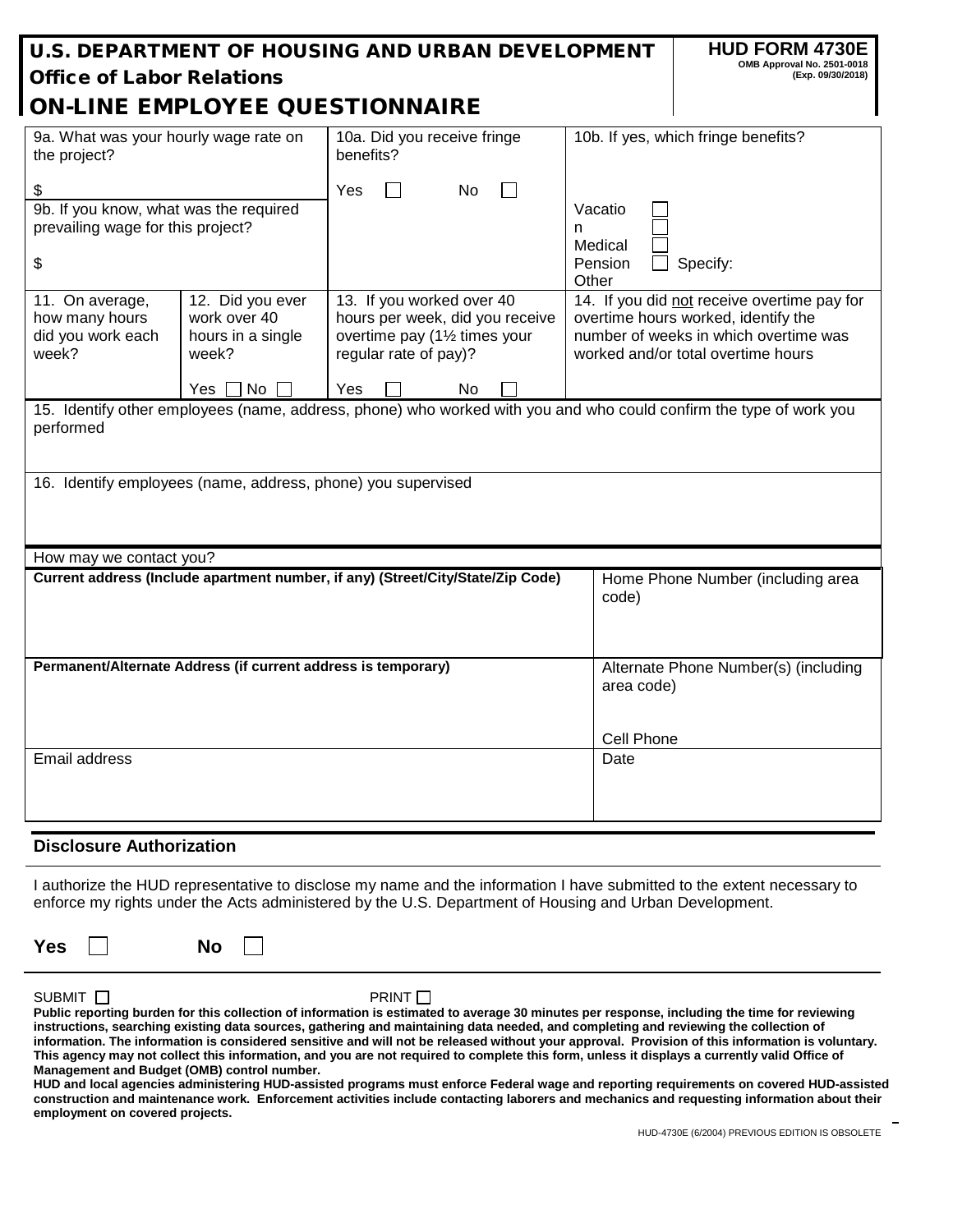**U.S. DEPARTMENT OF HOUSING AND URBAN DEVELOPMENT**
**Office of Labor Relations**

# ON-LINE EMPLOYEE QUESTIONNAIRE

**HUD FORM 4730E**
**OMB Approval No. 2501-0018**
**(Exp. 09/30/2018)**

| | | | |
|---|---|---|---|
| 9a. What was your hourly wage rate on the project?<br><br>$ | | 10a. Did you receive fringe benefits?<br><br>Yes ☐ No ☐ | 10b. If yes, which fringe benefits?<br><br>Vacation ☐<br>Medical ☐<br>Pension ☐<br>Other ☐ Specify: |
| 9b. If you know, what was the required prevailing wage for this project?<br><br>$ | | | |
| 11. On average, how many hours did you work each week? | 12. Did you ever work over 40 hours in a single week?<br><br>Yes ☐ No ☐ | 13. If you worked over 40 hours per week, did you receive overtime pay (1½ times your regular rate of pay)?<br><br>Yes ☐ No ☐ | 14. If you did not receive overtime pay for overtime hours worked, identify the number of weeks in which overtime was worked and/or total overtime hours |

15. Identify other employees (name, address, phone) who worked with you and who could confirm the type of work you performed

16. Identify employees (name, address, phone) you supervised

How may we contact you?

| | |
|---|---|
| **Current address (Include apartment number, if any) (Street/City/State/Zip Code)** | Home Phone Number (including area code) |
| **Permanent/Alternate Address (if current address is temporary)** | Alternate Phone Number(s) (including area code)<br><br>Cell Phone |
| Email address | Date |

## Disclosure Authorization

I authorize the HUD representative to disclose my name and the information I have submitted to the extent necessary to enforce my rights under the Acts administered by the U.S. Department of Housing and Urban Development.

**Yes** ☐ **No** ☐

SUBMIT ☐ PRINT ☐

**Public reporting burden for this collection of information is estimated to average 30 minutes per response, including the time for reviewing instructions, searching existing data sources, gathering and maintaining data needed, and completing and reviewing the collection of information. The information is considered sensitive and will not be released without your approval. Provision of this information is voluntary. This agency may not collect this information, and you are not required to complete this form, unless it displays a currently valid Office of Management and Budget (OMB) control number.**

**HUD and local agencies administering HUD-assisted programs must enforce Federal wage and reporting requirements on covered HUD-assisted construction and maintenance work. Enforcement activities include contacting laborers and mechanics and requesting information about their employment on covered projects.**

HUD-4730E (6/2004) PREVIOUS EDITION IS OBSOLETE